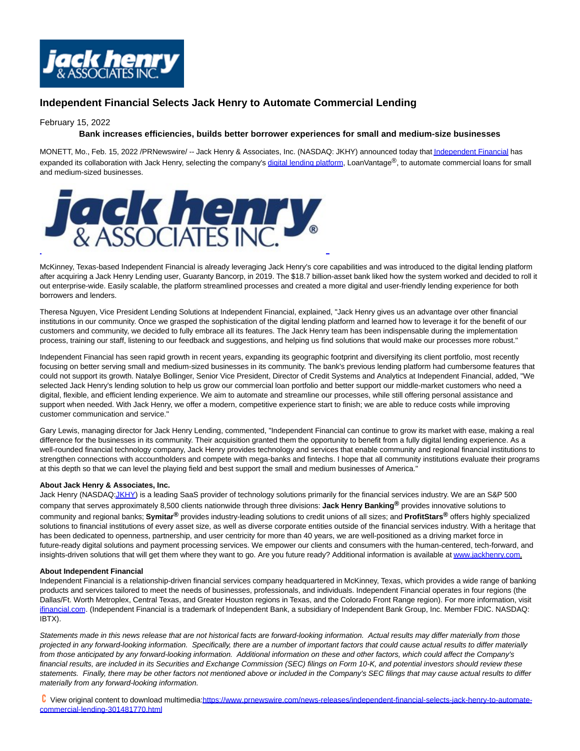# Independent Financial Selects Jack Henry to Automate Commercial Lending

February 15, 2022

**Bank increases efficiencies, builds better borrower experiences for small and medium-size businesses**

MONETT, Mo., Feb. 15, 2022 /PRNewswire/ -- Jack Henry & Associates, Inc. (NASDAQ: JKHY) announced today that Independent Financial has expanded its collaboration with Jack Henry, selecting the company's digital lending platform, LoanVantage®, to automate commercial loans for small and medium-sized businesses.

McKinney, Texas-based Independent Financial is already leveraging Jack Henry's core capabilities and was introduced to the digital lending platform after acquiring a Jack Henry Lending user, Guaranty Bancorp, in 2019. The $18.7 billion-asset bank liked how the system worked and decided to roll it out enterprise-wide. Easily scalable, the platform streamlined processes and created a more digital and user-friendly lending experience for both borrowers and lenders.

Theresa Nguyen, Vice President Lending Solutions at Independent Financial, explained, "Jack Henry gives us an advantage over other financial institutions in our community. Once we grasped the sophistication of the digital lending platform and learned how to leverage it for the benefit of our customers and community, we decided to fully embrace all its features. The Jack Henry team has been indispensable during the implementation process, training our staff, listening to our feedback and suggestions, and helping us find solutions that would make our processes more robust."

Independent Financial has seen rapid growth in recent years, expanding its geographic footprint and diversifying its client portfolio, most recently focusing on better serving small and medium-sized businesses in its community. The bank's previous lending platform had cumbersome features that could not support its growth. Natalye Bollinger, Senior Vice President, Director of Credit Systems and Analytics at Independent Financial, added, "We selected Jack Henry's lending solution to help us grow our commercial loan portfolio and better support our middle-market customers who need a digital, flexible, and efficient lending experience. We aim to automate and streamline our processes, while still offering personal assistance and support when needed. With Jack Henry, we offer a modern, competitive experience start to finish; we are able to reduce costs while improving customer communication and service."

Gary Lewis, managing director for Jack Henry Lending, commented, "Independent Financial can continue to grow its market with ease, making a real difference for the businesses in its community. Their acquisition granted them the opportunity to benefit from a fully digital lending experience. As a well-rounded financial technology company, Jack Henry provides technology and services that enable community and regional financial institutions to strengthen connections with accountholders and compete with mega-banks and fintechs. I hope that all community institutions evaluate their programs at this depth so that we can level the playing field and best support the small and medium businesses of America."

**About Jack Henry & Associates, Inc.**

Jack Henry (NASDAQ:JKHY) is a leading SaaS provider of technology solutions primarily for the financial services industry. We are an S&P 500 company that serves approximately 8,500 clients nationwide through three divisions: **Jack Henry Banking®** provides innovative solutions to community and regional banks; **Symitar®** provides industry-leading solutions to credit unions of all sizes; and **ProfitStars®** offers highly specialized solutions to financial institutions of every asset size, as well as diverse corporate entities outside of the financial services industry. With a heritage that has been dedicated to openness, partnership, and user centricity for more than 40 years, we are well-positioned as a driving market force in future-ready digital solutions and payment processing services. We empower our clients and consumers with the human-centered, tech-forward, and insights-driven solutions that will get them where they want to go. Are you future ready? Additional information is available at www.jackhenry.com.

**About Independent Financial**

Independent Financial is a relationship-driven financial services company headquartered in McKinney, Texas, which provides a wide range of banking products and services tailored to meet the needs of businesses, professionals, and individuals. Independent Financial operates in four regions (the Dallas/Ft. Worth Metroplex, Central Texas, and Greater Houston regions in Texas, and the Colorado Front Range region). For more information, visit ifinancial.com. (Independent Financial is a trademark of Independent Bank, a subsidiary of Independent Bank Group, Inc. Member FDIC. NASDAQ: IBTX).

*Statements made in this news release that are not historical facts are forward-looking information. Actual results may differ materially from those projected in any forward-looking information. Specifically, there are a number of important factors that could cause actual results to differ materially from those anticipated by any forward-looking information. Additional information on these and other factors, which could affect the Company's financial results, are included in its Securities and Exchange Commission (SEC) filings on Form 10-K, and potential investors should review these statements. Finally, there may be other factors not mentioned above or included in the Company's SEC filings that may cause actual results to differ materially from any forward-looking information.*

View original content to download multimedia:https://www.prnewswire.com/news-releases/independent-financial-selects-jack-henry-to-automate-commercial-lending-301481770.html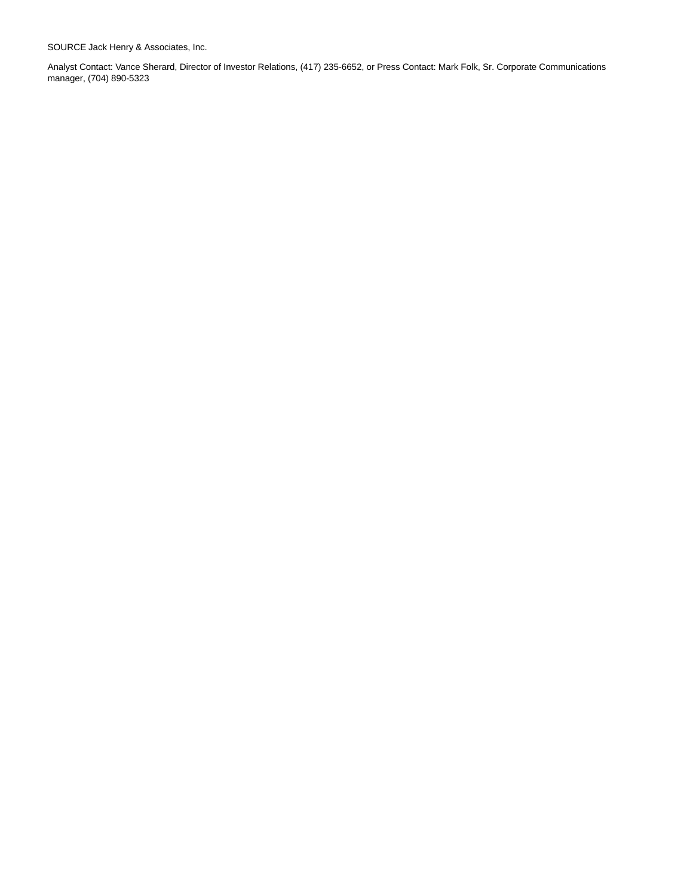SOURCE Jack Henry & Associates, Inc.

Analyst Contact: Vance Sherard, Director of Investor Relations, (417) 235-6652, or Press Contact: Mark Folk, Sr. Corporate Communications manager, (704) 890-5323